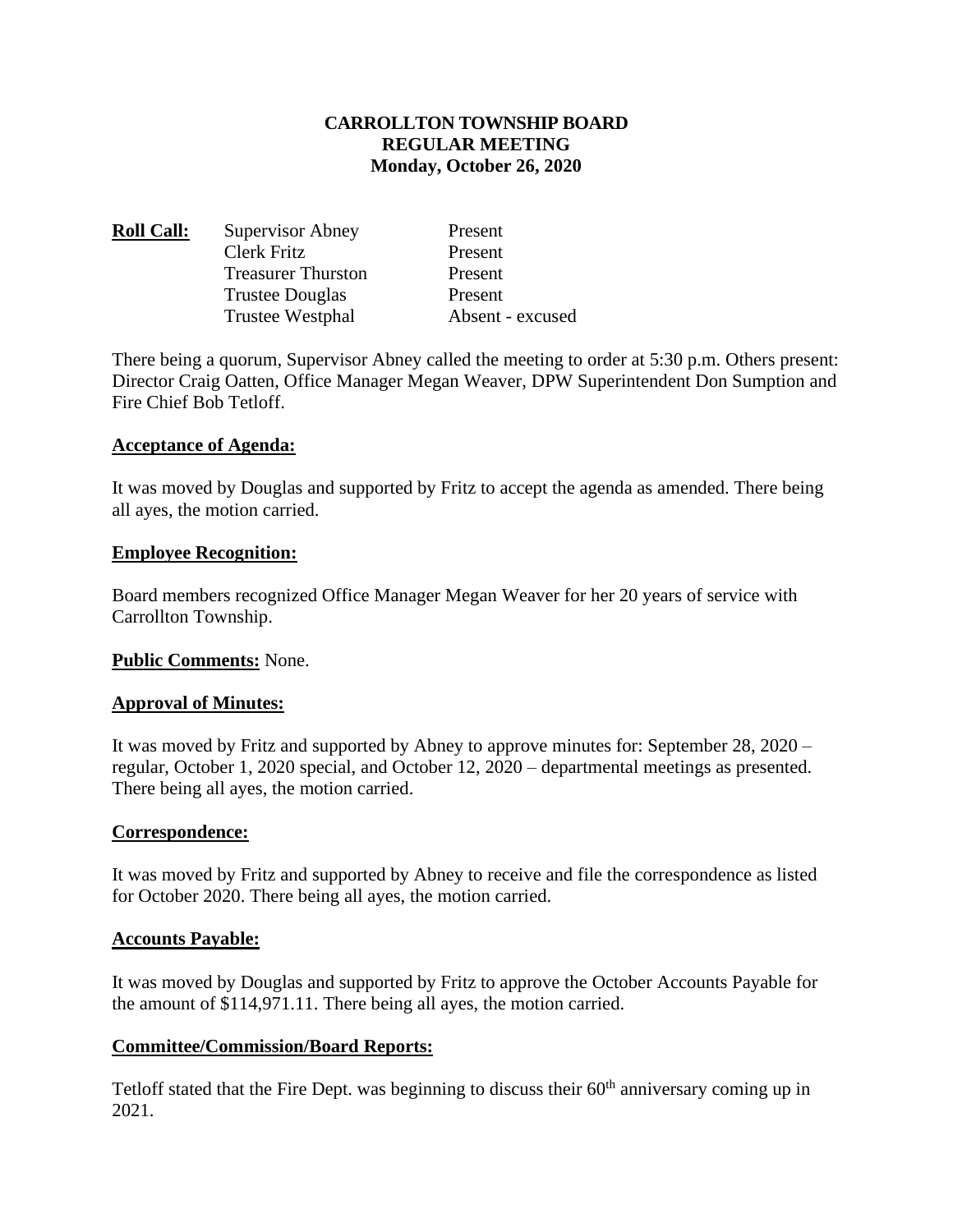**CARROLLTON TOWNSHIP BOARD**
**REGULAR MEETING**
**Monday, October 26, 2020**

| **Roll Call:** | Supervisor Abney | Present |
|---|---|---|
| | Clerk Fritz | Present |
| | Treasurer Thurston | Present |
| | Trustee Douglas | Present |
| | Trustee Westphal | Absent - excused |

There being a quorum, Supervisor Abney called the meeting to order at 5:30 p.m. Others present: Director Craig Oatten, Office Manager Megan Weaver, DPW Superintendent Don Sumption and Fire Chief Bob Tetloff.

**Acceptance of Agenda:**

It was moved by Douglas and supported by Fritz to accept the agenda as amended. There being all ayes, the motion carried.

**Employee Recognition:**

Board members recognized Office Manager Megan Weaver for her 20 years of service with Carrollton Township.

**Public Comments:** None.

**Approval of Minutes:**

It was moved by Fritz and supported by Abney to approve minutes for: September 28, 2020 – regular, October 1, 2020 special, and October 12, 2020 – departmental meetings as presented. There being all ayes, the motion carried.

**Correspondence:**

It was moved by Fritz and supported by Abney to receive and file the correspondence as listed for October 2020. There being all ayes, the motion carried.

**Accounts Payable:**

It was moved by Douglas and supported by Fritz to approve the October Accounts Payable for the amount of $114,971.11. There being all ayes, the motion carried.

**Committee/Commission/Board Reports:**

Tetloff stated that the Fire Dept. was beginning to discuss their 60th anniversary coming up in 2021.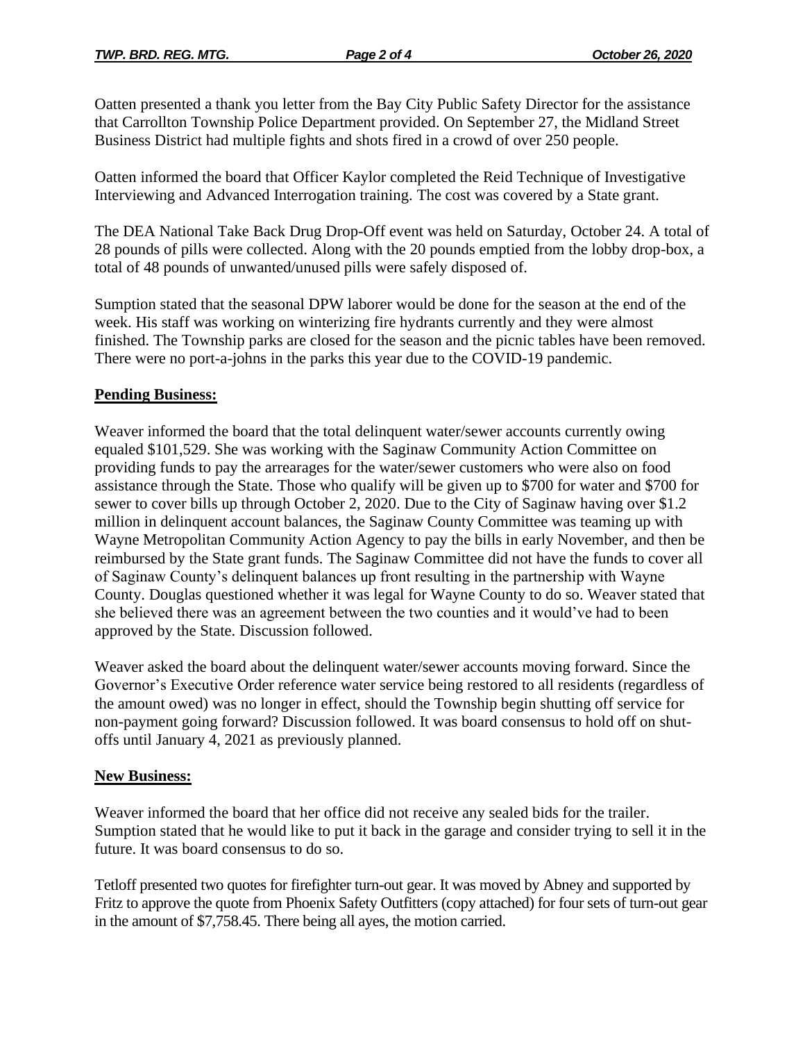Oatten presented a thank you letter from the Bay City Public Safety Director for the assistance that Carrollton Township Police Department provided. On September 27, the Midland Street Business District had multiple fights and shots fired in a crowd of over 250 people.

Oatten informed the board that Officer Kaylor completed the Reid Technique of Investigative Interviewing and Advanced Interrogation training. The cost was covered by a State grant.

The DEA National Take Back Drug Drop-Off event was held on Saturday, October 24. A total of 28 pounds of pills were collected. Along with the 20 pounds emptied from the lobby drop-box, a total of 48 pounds of unwanted/unused pills were safely disposed of.

Sumption stated that the seasonal DPW laborer would be done for the season at the end of the week. His staff was working on winterizing fire hydrants currently and they were almost finished. The Township parks are closed for the season and the picnic tables have been removed. There were no port-a-johns in the parks this year due to the COVID-19 pandemic.

**Pending Business:**

Weaver informed the board that the total delinquent water/sewer accounts currently owing equaled $101,529. She was working with the Saginaw Community Action Committee on providing funds to pay the arrearages for the water/sewer customers who were also on food assistance through the State. Those who qualify will be given up to $700 for water and $700 for sewer to cover bills up through October 2, 2020. Due to the City of Saginaw having over $1.2 million in delinquent account balances, the Saginaw County Committee was teaming up with Wayne Metropolitan Community Action Agency to pay the bills in early November, and then be reimbursed by the State grant funds. The Saginaw Committee did not have the funds to cover all of Saginaw County's delinquent balances up front resulting in the partnership with Wayne County. Douglas questioned whether it was legal for Wayne County to do so. Weaver stated that she believed there was an agreement between the two counties and it would've had to been approved by the State. Discussion followed.

Weaver asked the board about the delinquent water/sewer accounts moving forward. Since the Governor's Executive Order reference water service being restored to all residents (regardless of the amount owed) was no longer in effect, should the Township begin shutting off service for non-payment going forward? Discussion followed. It was board consensus to hold off on shut-offs until January 4, 2021 as previously planned.

**New Business:**

Weaver informed the board that her office did not receive any sealed bids for the trailer. Sumption stated that he would like to put it back in the garage and consider trying to sell it in the future. It was board consensus to do so.

Tetloff presented two quotes for firefighter turn-out gear. It was moved by Abney and supported by Fritz to approve the quote from Phoenix Safety Outfitters (copy attached) for four sets of turn-out gear in the amount of $7,758.45. There being all ayes, the motion carried.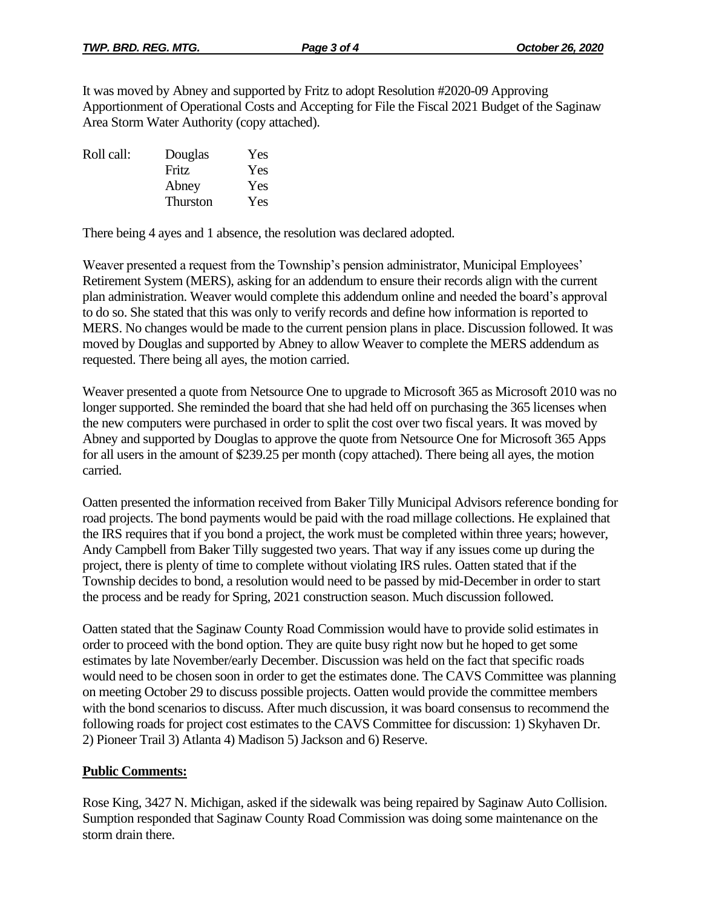It was moved by Abney and supported by Fritz to adopt Resolution #2020-09 Approving Apportionment of Operational Costs and Accepting for File the Fiscal 2021 Budget of the Saginaw Area Storm Water Authority (copy attached).

| Roll call: | Douglas | Yes |
|---|---|---|
| | Fritz | Yes |
| | Abney | Yes |
| | Thurston | Yes |

There being 4 ayes and 1 absence, the resolution was declared adopted.

Weaver presented a request from the Township's pension administrator, Municipal Employees' Retirement System (MERS), asking for an addendum to ensure their records align with the current plan administration. Weaver would complete this addendum online and needed the board's approval to do so. She stated that this was only to verify records and define how information is reported to MERS. No changes would be made to the current pension plans in place. Discussion followed. It was moved by Douglas and supported by Abney to allow Weaver to complete the MERS addendum as requested. There being all ayes, the motion carried.

Weaver presented a quote from Netsource One to upgrade to Microsoft 365 as Microsoft 2010 was no longer supported. She reminded the board that she had held off on purchasing the 365 licenses when the new computers were purchased in order to split the cost over two fiscal years. It was moved by Abney and supported by Douglas to approve the quote from Netsource One for Microsoft 365 Apps for all users in the amount of $239.25 per month (copy attached). There being all ayes, the motion carried.

Oatten presented the information received from Baker Tilly Municipal Advisors reference bonding for road projects. The bond payments would be paid with the road millage collections. He explained that the IRS requires that if you bond a project, the work must be completed within three years; however, Andy Campbell from Baker Tilly suggested two years. That way if any issues come up during the project, there is plenty of time to complete without violating IRS rules. Oatten stated that if the Township decides to bond, a resolution would need to be passed by mid-December in order to start the process and be ready for Spring, 2021 construction season. Much discussion followed.

Oatten stated that the Saginaw County Road Commission would have to provide solid estimates in order to proceed with the bond option. They are quite busy right now but he hoped to get some estimates by late November/early December. Discussion was held on the fact that specific roads would need to be chosen soon in order to get the estimates done. The CAVS Committee was planning on meeting October 29 to discuss possible projects. Oatten would provide the committee members with the bond scenarios to discuss. After much discussion, it was board consensus to recommend the following roads for project cost estimates to the CAVS Committee for discussion: 1) Skyhaven Dr. 2) Pioneer Trail 3) Atlanta 4) Madison 5) Jackson and 6) Reserve.

**Public Comments:**

Rose King, 3427 N. Michigan, asked if the sidewalk was being repaired by Saginaw Auto Collision. Sumption responded that Saginaw County Road Commission was doing some maintenance on the storm drain there.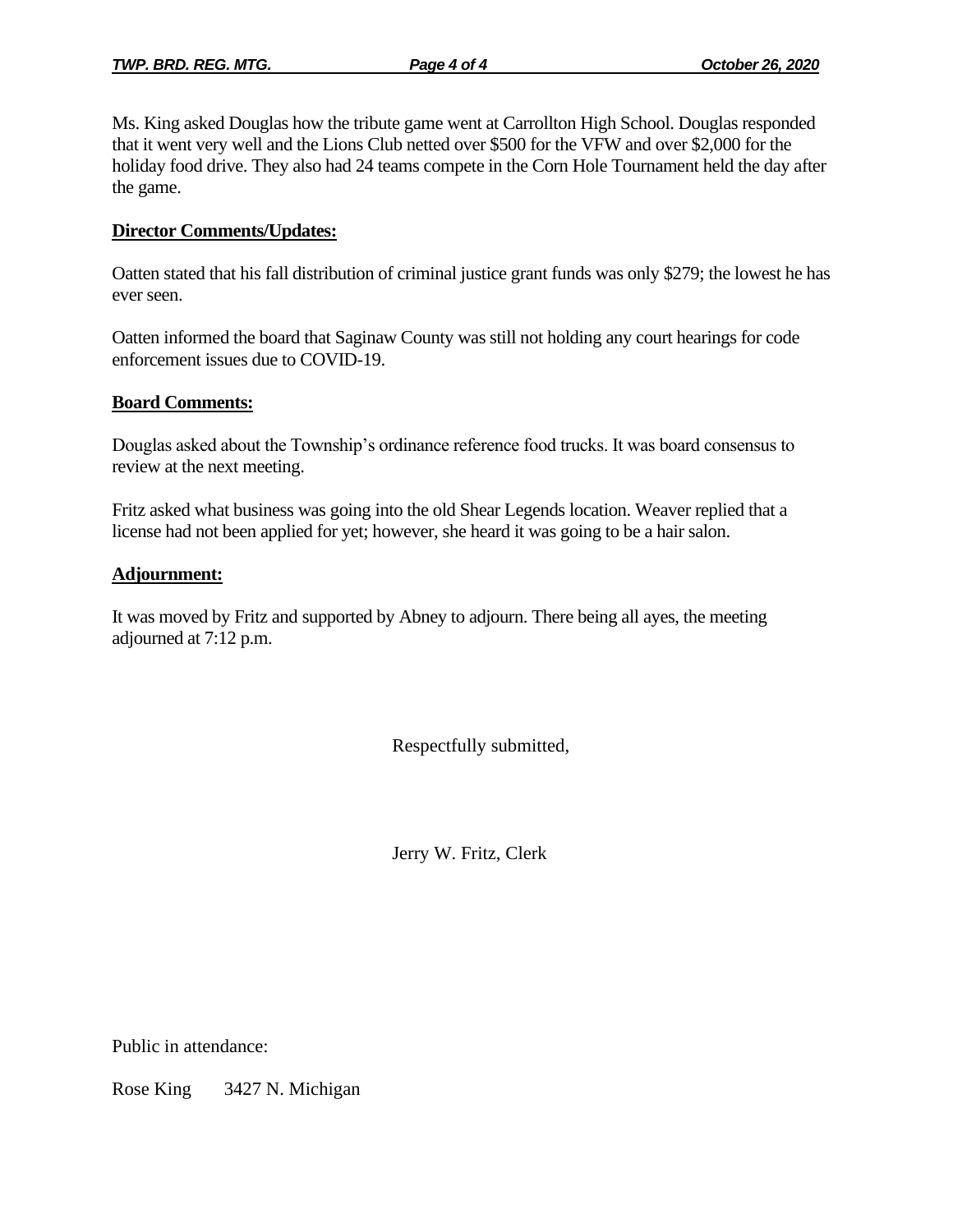Ms. King asked Douglas how the tribute game went at Carrollton High School. Douglas responded that it went very well and the Lions Club netted over $500 for the VFW and over $2,000 for the holiday food drive. They also had 24 teams compete in the Corn Hole Tournament held the day after the game.

**Director Comments/Updates:**

Oatten stated that his fall distribution of criminal justice grant funds was only $279; the lowest he has ever seen.

Oatten informed the board that Saginaw County was still not holding any court hearings for code enforcement issues due to COVID-19.

**Board Comments:**

Douglas asked about the Township's ordinance reference food trucks. It was board consensus to review at the next meeting.

Fritz asked what business was going into the old Shear Legends location. Weaver replied that a license had not been applied for yet; however, she heard it was going to be a hair salon.

**Adjournment:**

It was moved by Fritz and supported by Abney to adjourn. There being all ayes, the meeting adjourned at 7:12 p.m.

Respectfully submitted,

Jerry W. Fritz, Clerk

Public in attendance:

Rose King 3427 N. Michigan